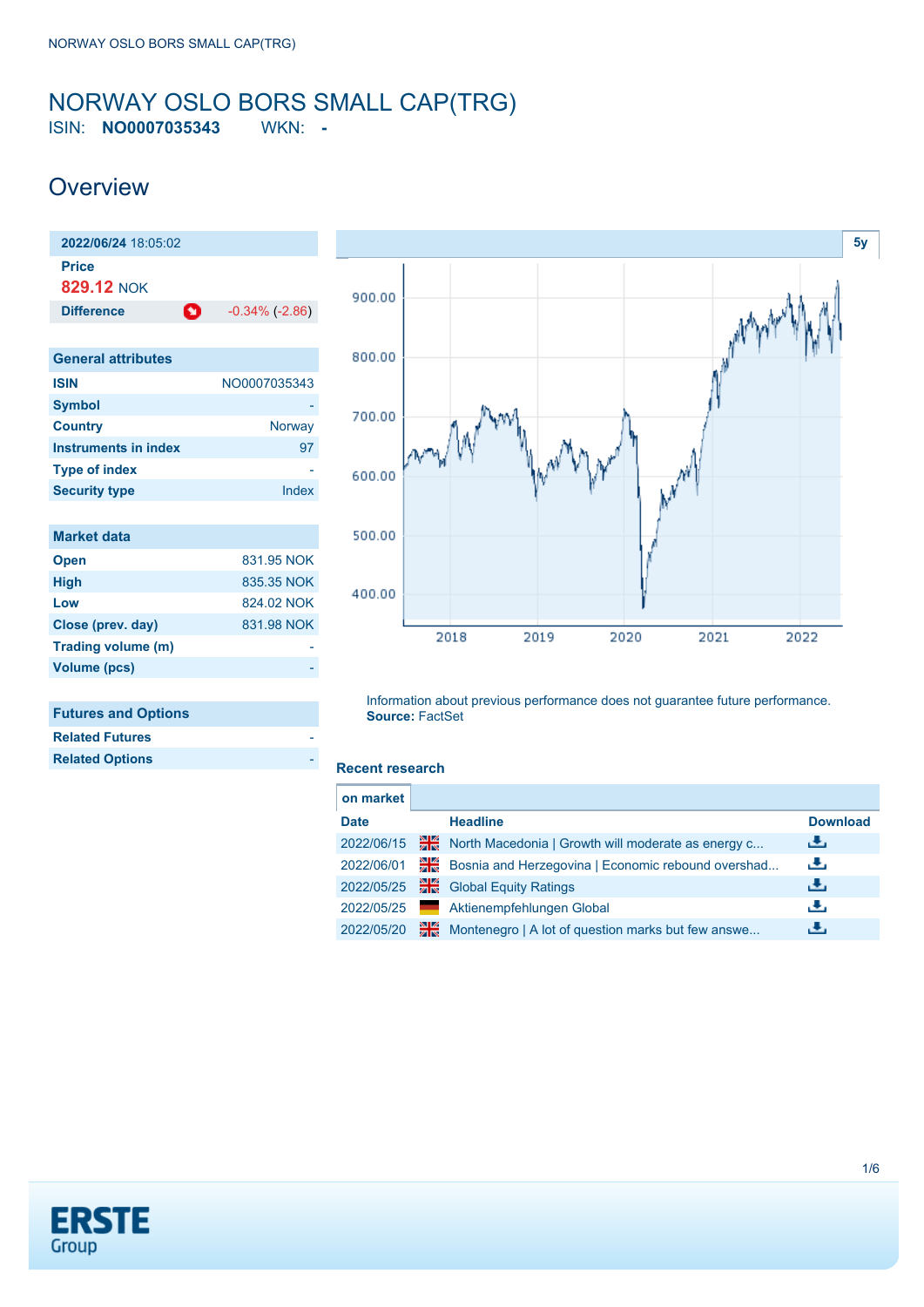# NORWAY OSLO BORS SMALL CAP(TRG)

ISIN: **NO0007035343** WKN: **-**

## Overview

| | |
|---|---|
| **2022/06/24** 18:05:02 | |
| **Price** | |
| **829.12** NOK | |
| **Difference** | -0.34% (-2.86) |

| General attributes | |
|---|---|
| **ISIN** | NO0007035343 |
| **Symbol** | - |
| **Country** | Norway |
| **Instruments in index** | 97 |
| **Type of index** | - |
| **Security type** | Index |

| Market data | |
|---|---|
| **Open** | 831.95 NOK |
| **High** | 835.35 NOK |
| **Low** | 824.02 NOK |
| **Close (prev. day)** | 831.98 NOK |
| **Trading volume (m)** | - |
| **Volume (pcs)** | - |

| Futures and Options | |
|---|---|
| **Related Futures** | - |
| **Related Options** | - |

5y

900.00
800.00
700.00
600.00
500.00
400.00

2018 2019 2020 2021 2022

Information about previous performance does not guarantee future performance.
**Source:** FactSet

### Recent research

on market

| Date | | Headline | Download |
|---|---|---|---|
| 2022/06/15 | | North Macedonia \| Growth will moderate as energy c... | |
| 2022/06/01 | | Bosnia and Herzegovina \| Economic rebound overshad... | |
| 2022/05/25 | | Global Equity Ratings | |
| 2022/05/25 | | Aktienempfehlungen Global | |
| 2022/05/20 | | Montenegro \| A lot of question marks but few answe... | |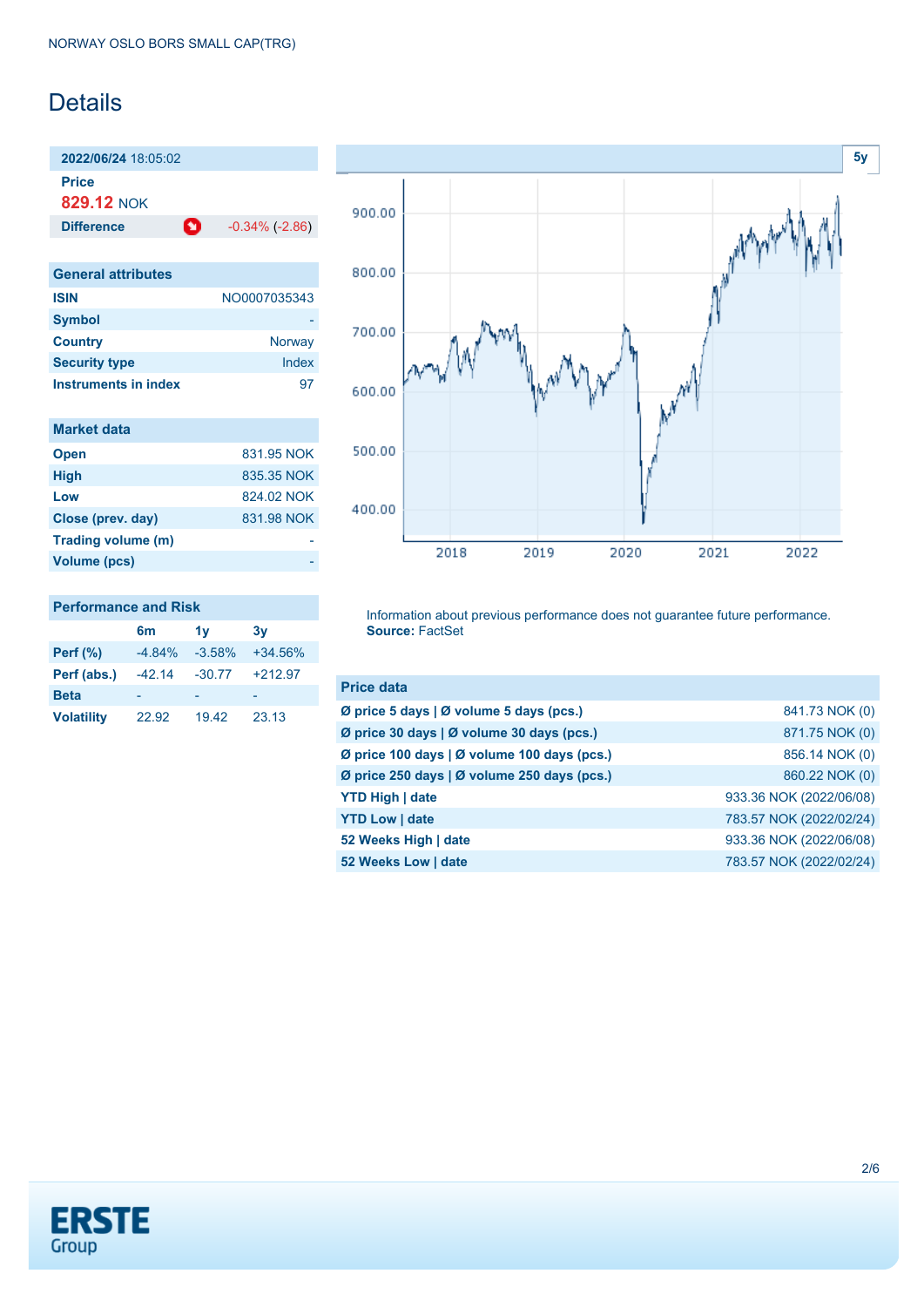# Details

**2022/06/24** 18:05:02

**Price**
829.12 NOK

**Difference** -0.34% (-2.86)

| General attributes | |
|---|---|
| ISIN | NO0007035343 |
| Symbol | - |
| Country | Norway |
| Security type | Index |
| Instruments in index | 97 |

| Market data | |
|---|---|
| Open | 831.95 NOK |
| High | 835.35 NOK |
| Low | 824.02 NOK |
| Close (prev. day) | 831.98 NOK |
| Trading volume (m) | - |
| Volume (pcs) | - |

| Performance and Risk | 6m | 1y | 3y |
|---|---|---|---|
| Perf (%) | -4.84% | -3.58% | +34.56% |
| Perf (abs.) | -42.14 | -30.77 | +212.97 |
| Beta | - | - | - |
| Volatility | 22.92 | 19.42 | 23.13 |

5y

900.00
800.00
700.00
600.00
500.00
400.00

2018 2019 2020 2021 2022

Information about previous performance does not guarantee future performance.
**Source:** FactSet

| Price data | |
|---|---|
| Ø price 5 days \| Ø volume 5 days (pcs.) | 841.73 NOK (0) |
| Ø price 30 days \| Ø volume 30 days (pcs.) | 871.75 NOK (0) |
| Ø price 100 days \| Ø volume 100 days (pcs.) | 856.14 NOK (0) |
| Ø price 250 days \| Ø volume 250 days (pcs.) | 860.22 NOK (0) |
| YTD High \| date | 933.36 NOK (2022/06/08) |
| YTD Low \| date | 783.57 NOK (2022/02/24) |
| 52 Weeks High \| date | 933.36 NOK (2022/06/08) |
| 52 Weeks Low \| date | 783.57 NOK (2022/02/24) |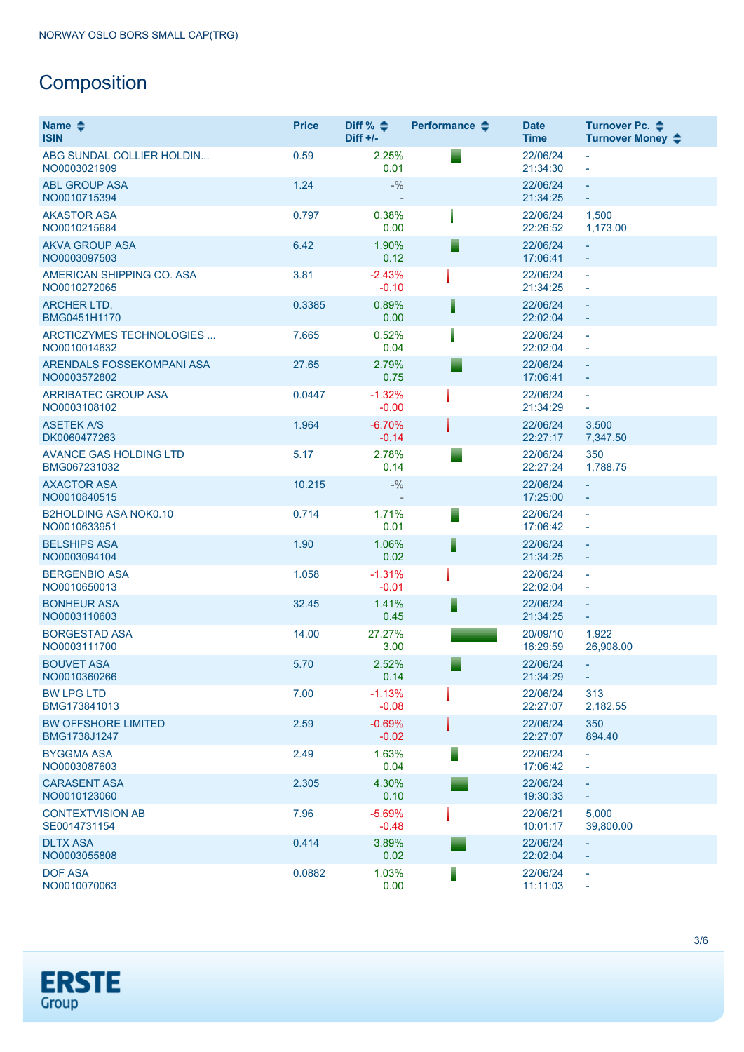NORWAY OSLO BORS SMALL CAP(TRG)

# Composition

| Name<br>ISIN | Price | Diff %<br>Diff +/- | Performance | Date<br>Time | Turnover Pc.<br>Turnover Money |
|---|---|---|---|---|---|
| ABG SUNDAL COLLIER HOLDIN...<br>NO0003021909 | 0.59 | 2.25%<br>0.01 | | 22/06/24<br>21:34:30 | -<br>- |
| ABL GROUP ASA<br>NO0010715394 | 1.24 | -%<br>- | | 22/06/24<br>21:34:25 | -<br>- |
| AKASTOR ASA<br>NO0010215684 | 0.797 | 0.38%<br>0.00 | | 22/06/24<br>22:26:52 | 1,500<br>1,173.00 |
| AKVA GROUP ASA<br>NO0003097503 | 6.42 | 1.90%<br>0.12 | | 22/06/24<br>17:06:41 | -<br>- |
| AMERICAN SHIPPING CO. ASA<br>NO0010272065 | 3.81 | -2.43%<br>-0.10 | | 22/06/24<br>21:34:25 | -<br>- |
| ARCHER LTD.<br>BMG0451H1170 | 0.3385 | 0.89%<br>0.00 | | 22/06/24<br>22:02:04 | -<br>- |
| ARCTICZYMES TECHNOLOGIES ...<br>NO0010014632 | 7.665 | 0.52%<br>0.04 | | 22/06/24<br>22:02:04 | -<br>- |
| ARENDALS FOSSEKOMPANI ASA<br>NO0003572802 | 27.65 | 2.79%<br>0.75 | | 22/06/24<br>17:06:41 | -<br>- |
| ARRIBATEC GROUP ASA<br>NO0003108102 | 0.0447 | -1.32%<br>-0.00 | | 22/06/24<br>21:34:29 | -<br>- |
| ASETEK A/S<br>DK0060477263 | 1.964 | -6.70%<br>-0.14 | | 22/06/24<br>22:27:17 | 3,500<br>7,347.50 |
| AVANCE GAS HOLDING LTD<br>BMG067231032 | 5.17 | 2.78%<br>0.14 | | 22/06/24<br>22:27:24 | 350<br>1,788.75 |
| AXACTOR ASA<br>NO0010840515 | 10.215 | -%<br>- | | 22/06/24<br>17:25:00 | -<br>- |
| B2HOLDING ASA NOK0.10<br>NO0010633951 | 0.714 | 1.71%<br>0.01 | | 22/06/24<br>17:06:42 | -<br>- |
| BELSHIPS ASA<br>NO0003094104 | 1.90 | 1.06%<br>0.02 | | 22/06/24<br>21:34:25 | -<br>- |
| BERGENBIO ASA<br>NO0010650013 | 1.058 | -1.31%<br>-0.01 | | 22/06/24<br>22:02:04 | -<br>- |
| BONHEUR ASA<br>NO0003110603 | 32.45 | 1.41%<br>0.45 | | 22/06/24<br>21:34:25 | -<br>- |
| BORGESTAD ASA<br>NO0003111700 | 14.00 | 27.27%<br>3.00 | | 20/09/10<br>16:29:59 | 1,922<br>26,908.00 |
| BOUVET ASA<br>NO0010360266 | 5.70 | 2.52%<br>0.14 | | 22/06/24<br>21:34:29 | -<br>- |
| BW LPG LTD<br>BMG173841013 | 7.00 | -1.13%<br>-0.08 | | 22/06/24<br>22:27:07 | 313<br>2,182.55 |
| BW OFFSHORE LIMITED<br>BMG1738J1247 | 2.59 | -0.69%<br>-0.02 | | 22/06/24<br>22:27:07 | 350<br>894.40 |
| BYGGMA ASA<br>NO0003087603 | 2.49 | 1.63%<br>0.04 | | 22/06/24<br>17:06:42 | -<br>- |
| CARASENT ASA<br>NO0010123060 | 2.305 | 4.30%<br>0.10 | | 22/06/24<br>19:30:33 | -<br>- |
| CONTEXTVISION AB<br>SE0014731154 | 7.96 | -5.69%<br>-0.48 | | 22/06/21<br>10:01:17 | 5,000<br>39,800.00 |
| DLTX ASA<br>NO0003055808 | 0.414 | 3.89%<br>0.02 | | 22/06/24<br>22:02:04 | -<br>- |
| DOF ASA<br>NO0010070063 | 0.0882 | 1.03%<br>0.00 | | 22/06/24<br>11:11:03 | -<br>- |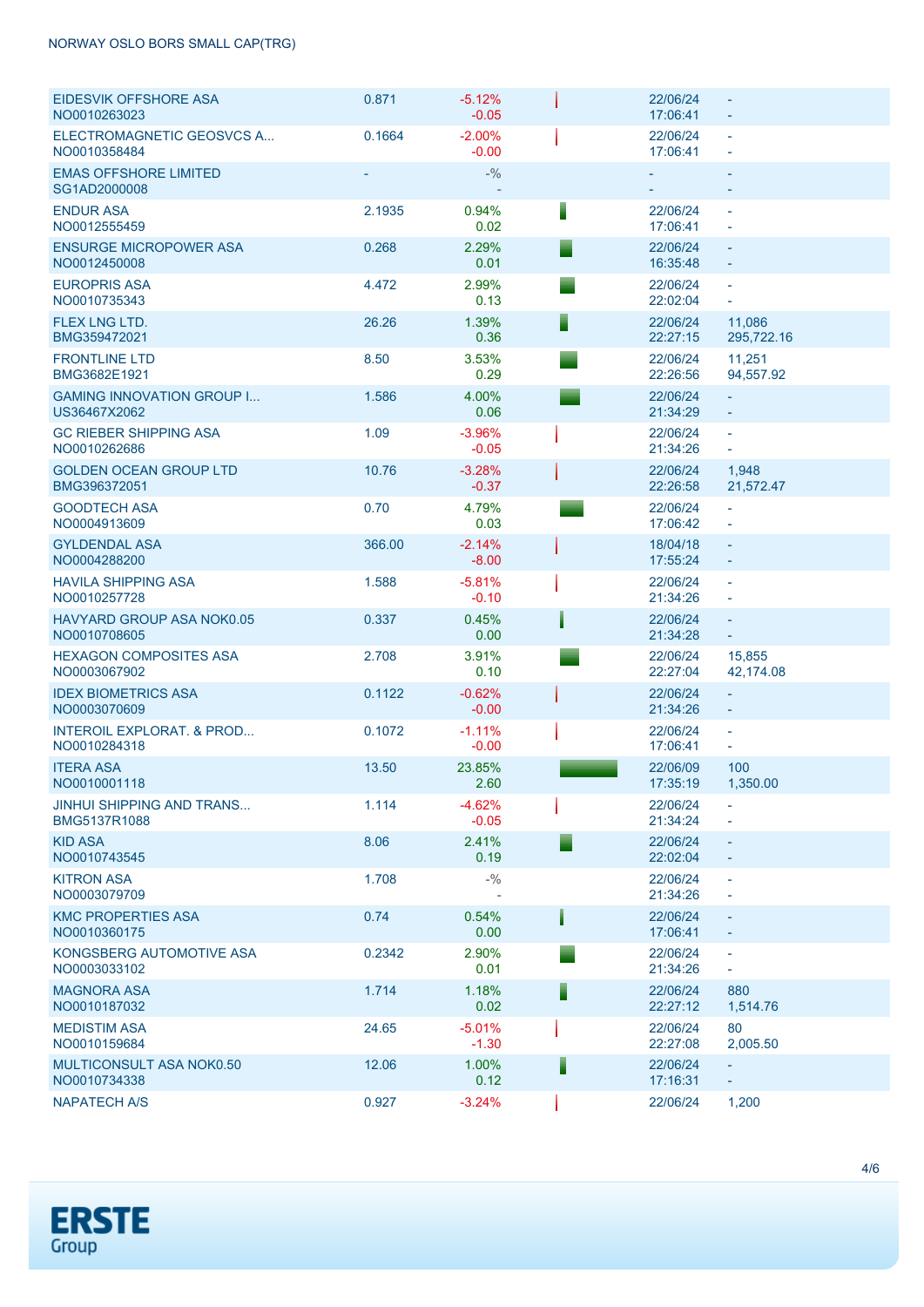| | | | | |
|---|---|---|---|---|
| EIDESVIK OFFSHORE ASA<br>NO0010263023 | 0.871 | -5.12%<br>-0.05 | 22/06/24<br>17:06:41 | -<br>- |
| ELECTROMAGNETIC GEOSVCS A...<br>NO0010358484 | 0.1664 | -2.00%<br>-0.00 | 22/06/24<br>17:06:41 | -<br>- |
| EMAS OFFSHORE LIMITED<br>SG1AD2000008 | - | -%<br>- | -<br>- | -<br>- |
| ENDUR ASA<br>NO0012555459 | 2.1935 | 0.94%<br>0.02 | 22/06/24<br>17:06:41 | -<br>- |
| ENSURGE MICROPOWER ASA<br>NO0012450008 | 0.268 | 2.29%<br>0.01 | 22/06/24<br>16:35:48 | -<br>- |
| EUROPRIS ASA<br>NO0010735343 | 4.472 | 2.99%<br>0.13 | 22/06/24<br>22:02:04 | -<br>- |
| FLEX LNG LTD.<br>BMG359472021 | 26.26 | 1.39%<br>0.36 | 22/06/24<br>22:27:15 | 11,086<br>295,722.16 |
| FRONTLINE LTD<br>BMG3682E1921 | 8.50 | 3.53%<br>0.29 | 22/06/24<br>22:26:56 | 11,251<br>94,557.92 |
| GAMING INNOVATION GROUP I...<br>US36467X2062 | 1.586 | 4.00%<br>0.06 | 22/06/24<br>21:34:29 | -<br>- |
| GC RIEBER SHIPPING ASA<br>NO0010262686 | 1.09 | -3.96%<br>-0.05 | 22/06/24<br>21:34:26 | -<br>- |
| GOLDEN OCEAN GROUP LTD<br>BMG396372051 | 10.76 | -3.28%<br>-0.37 | 22/06/24<br>22:26:58 | 1,948<br>21,572.47 |
| GOODTECH ASA<br>NO0004913609 | 0.70 | 4.79%<br>0.03 | 22/06/24<br>17:06:42 | -<br>- |
| GYLDENDAL ASA<br>NO0004288200 | 366.00 | -2.14%<br>-8.00 | 18/04/18<br>17:55:24 | -<br>- |
| HAVILA SHIPPING ASA<br>NO0010257728 | 1.588 | -5.81%<br>-0.10 | 22/06/24<br>21:34:26 | -<br>- |
| HAVYARD GROUP ASA NOK0.05<br>NO0010708605 | 0.337 | 0.45%<br>0.00 | 22/06/24<br>21:34:28 | -<br>- |
| HEXAGON COMPOSITES ASA<br>NO0003067902 | 2.708 | 3.91%<br>0.10 | 22/06/24<br>22:27:04 | 15,855<br>42,174.08 |
| IDEX BIOMETRICS ASA<br>NO0003070609 | 0.1122 | -0.62%<br>-0.00 | 22/06/24<br>21:34:26 | -<br>- |
| INTEROIL EXPLORAT. & PROD...<br>NO0010284318 | 0.1072 | -1.11%<br>-0.00 | 22/06/24<br>17:06:41 | -<br>- |
| ITERA ASA<br>NO0010001118 | 13.50 | 23.85%<br>2.60 | 22/06/09<br>17:35:19 | 100<br>1,350.00 |
| JINHUI SHIPPING AND TRANS...<br>BMG5137R1088 | 1.114 | -4.62%<br>-0.05 | 22/06/24<br>21:34:24 | -<br>- |
| KID ASA<br>NO0010743545 | 8.06 | 2.41%<br>0.19 | 22/06/24<br>22:02:04 | -<br>- |
| KITRON ASA<br>NO0003079709 | 1.708 | -%<br>- | 22/06/24<br>21:34:26 | -<br>- |
| KMC PROPERTIES ASA<br>NO0010360175 | 0.74 | 0.54%<br>0.00 | 22/06/24<br>17:06:41 | -<br>- |
| KONGSBERG AUTOMOTIVE ASA<br>NO0003033102 | 0.2342 | 2.90%<br>0.01 | 22/06/24<br>21:34:26 | -<br>- |
| MAGNORA ASA<br>NO0010187032 | 1.714 | 1.18%<br>0.02 | 22/06/24<br>22:27:12 | 880<br>1,514.76 |
| MEDISTIM ASA<br>NO0010159684 | 24.65 | -5.01%<br>-1.30 | 22/06/24<br>22:27:08 | 80<br>2,005.50 |
| MULTICONSULT ASA NOK0.50<br>NO0010734338 | 12.06 | 1.00%<br>0.12 | 22/06/24<br>17:16:31 | -<br>- |
| NAPATECH A/S | 0.927 | -3.24% | 22/06/24 | 1,200 |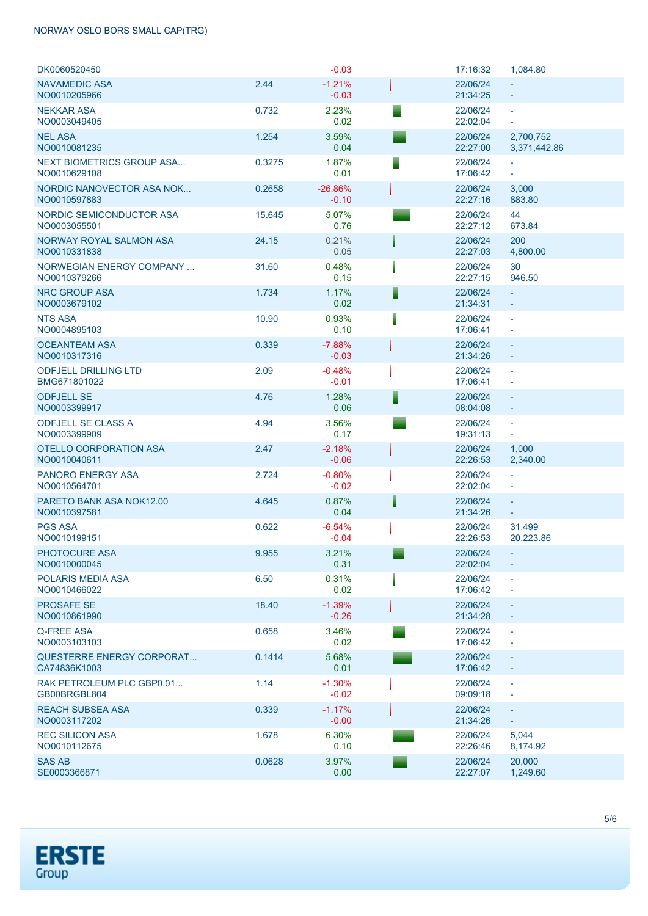| | | | | | |
|---|---|---|---|---|---|
| DK0060520450 | | -0.03 | | 17:16:32 | 1,084.80 |
| NAVAMEDIC ASA<br>NO0010205966 | 2.44 | -1.21%<br>-0.03 | | 22/06/24<br>21:34:25 | -<br>- |
| NEKKAR ASA<br>NO0003049405 | 0.732 | 2.23%<br>0.02 | | 22/06/24<br>22:02:04 | -<br>- |
| NEL ASA<br>NO0010081235 | 1.254 | 3.59%<br>0.04 | | 22/06/24<br>22:27:00 | 2,700,752<br>3,371,442.86 |
| NEXT BIOMETRICS GROUP ASA...<br>NO0010629108 | 0.3275 | 1.87%<br>0.01 | | 22/06/24<br>17:06:42 | -<br>- |
| NORDIC NANOVECTOR ASA NOK...<br>NO0010597883 | 0.2658 | -26.86%<br>-0.10 | | 22/06/24<br>22:27:16 | 3,000<br>883.80 |
| NORDIC SEMICONDUCTOR ASA<br>NO0003055501 | 15.645 | 5.07%<br>0.76 | | 22/06/24<br>22:27:12 | 44<br>673.84 |
| NORWAY ROYAL SALMON ASA<br>NO0010331838 | 24.15 | 0.21%<br>0.05 | | 22/06/24<br>22:27:03 | 200<br>4,800.00 |
| NORWEGIAN ENERGY COMPANY ...<br>NO0010379266 | 31.60 | 0.48%<br>0.15 | | 22/06/24<br>22:27:15 | 30<br>946.50 |
| NRC GROUP ASA<br>NO0003679102 | 1.734 | 1.17%<br>0.02 | | 22/06/24<br>21:34:31 | -<br>- |
| NTS ASA<br>NO0004895103 | 10.90 | 0.93%<br>0.10 | | 22/06/24<br>17:06:41 | -<br>- |
| OCEANTEAM ASA<br>NO0010317316 | 0.339 | -7.88%<br>-0.03 | | 22/06/24<br>21:34:26 | -<br>- |
| ODFJELL DRILLING LTD<br>BMG671801022 | 2.09 | -0.48%<br>-0.01 | | 22/06/24<br>17:06:41 | -<br>- |
| ODFJELL SE<br>NO0003399917 | 4.76 | 1.28%<br>0.06 | | 22/06/24<br>08:04:08 | -<br>- |
| ODFJELL SE CLASS A<br>NO0003399909 | 4.94 | 3.56%<br>0.17 | | 22/06/24<br>19:31:13 | -<br>- |
| OTELLO CORPORATION ASA<br>NO0010040611 | 2.47 | -2.18%<br>-0.06 | | 22/06/24<br>22:26:53 | 1,000<br>2,340.00 |
| PANORO ENERGY ASA<br>NO0010564701 | 2.724 | -0.80%<br>-0.02 | | 22/06/24<br>22:02:04 | -<br>- |
| PARETO BANK ASA NOK12.00<br>NO0010397581 | 4.645 | 0.87%<br>0.04 | | 22/06/24<br>21:34:26 | -<br>- |
| PGS ASA<br>NO0010199151 | 0.622 | -6.54%<br>-0.04 | | 22/06/24<br>22:26:53 | 31,499<br>20,223.86 |
| PHOTOCURE ASA<br>NO0010000045 | 9.955 | 3.21%<br>0.31 | | 22/06/24<br>22:02:04 | -<br>- |
| POLARIS MEDIA ASA<br>NO0010466022 | 6.50 | 0.31%<br>0.02 | | 22/06/24<br>17:06:42 | -<br>- |
| PROSAFE SE<br>NO0010861990 | 18.40 | -1.39%<br>-0.26 | | 22/06/24<br>21:34:28 | -<br>- |
| Q-FREE ASA<br>NO0003103103 | 0.658 | 3.46%<br>0.02 | | 22/06/24<br>17:06:42 | -<br>- |
| QUESTERRE ENERGY CORPORAT...<br>CA74836K1003 | 0.1414 | 5.68%<br>0.01 | | 22/06/24<br>17:06:42 | -<br>- |
| RAK PETROLEUM PLC GBP0.01...<br>GB00BRGBL804 | 1.14 | -1.30%<br>-0.02 | | 22/06/24<br>09:09:18 | -<br>- |
| REACH SUBSEA ASA<br>NO0003117202 | 0.339 | -1.17%<br>-0.00 | | 22/06/24<br>21:34:26 | -<br>- |
| REC SILICON ASA<br>NO0010112675 | 1.678 | 6.30%<br>0.10 | | 22/06/24<br>22:26:46 | 5,044<br>8,174.92 |
| SAS AB<br>SE0003366871 | 0.0628 | 3.97%<br>0.00 | | 22/06/24<br>22:27:07 | 20,000<br>1,249.60 |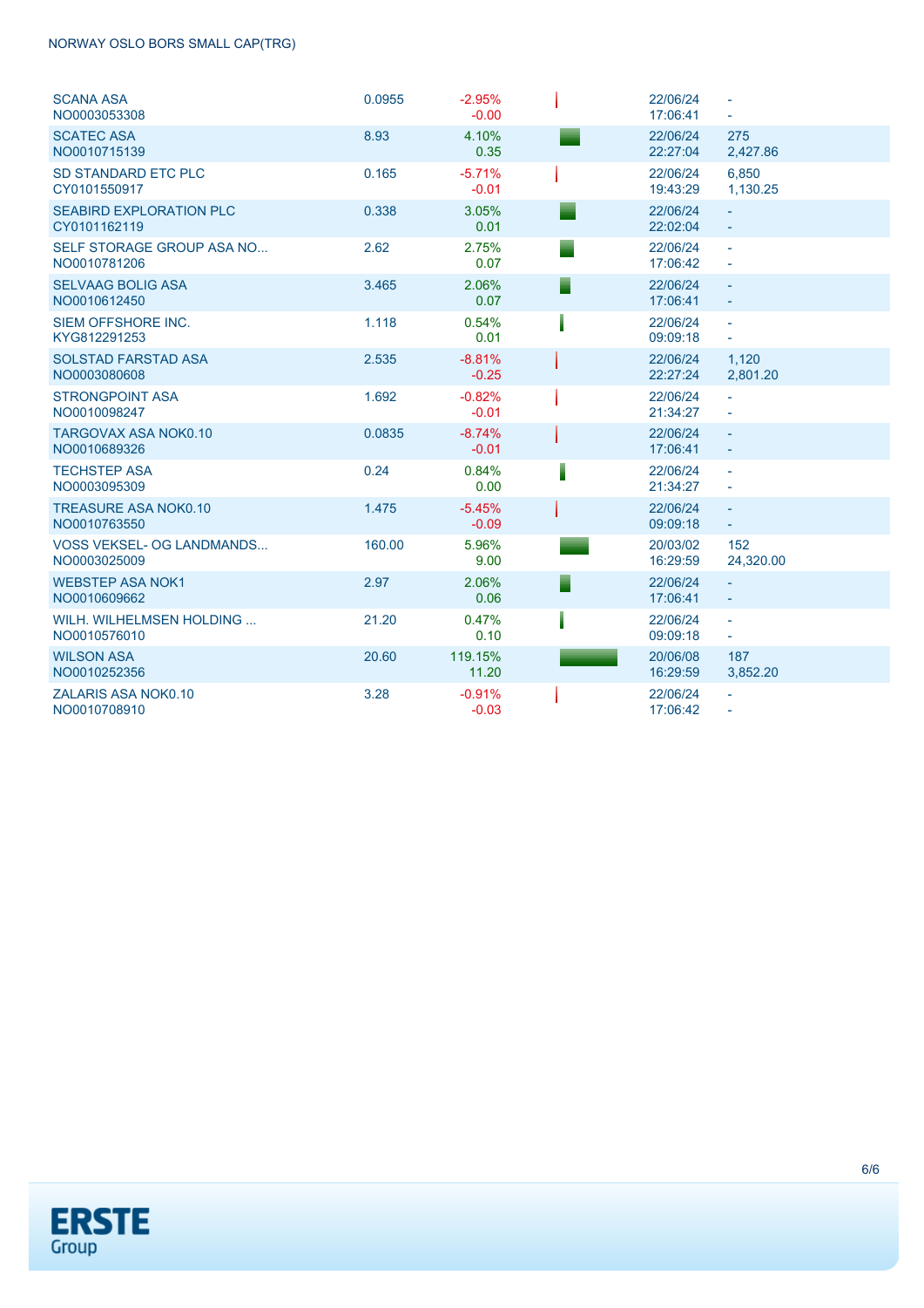NORWAY OSLO BORS SMALL CAP(TRG)

| | | | | | |
|---|---|---|---|---|---|
| SCANA ASA<br>NO0003053308 | 0.0955 | -2.95%<br>-0.00 | | 22/06/24<br>17:06:41 | -<br>- |
| SCATEC ASA<br>NO0010715139 | 8.93 | 4.10%<br>0.35 | | 22/06/24<br>22:27:04 | 275<br>2,427.86 |
| SD STANDARD ETC PLC<br>CY0101550917 | 0.165 | -5.71%<br>-0.01 | | 22/06/24<br>19:43:29 | 6,850<br>1,130.25 |
| SEABIRD EXPLORATION PLC<br>CY0101162119 | 0.338 | 3.05%<br>0.01 | | 22/06/24<br>22:02:04 | -<br>- |
| SELF STORAGE GROUP ASA NO...<br>NO0010781206 | 2.62 | 2.75%<br>0.07 | | 22/06/24<br>17:06:42 | -<br>- |
| SELVAAG BOLIG ASA<br>NO0010612450 | 3.465 | 2.06%<br>0.07 | | 22/06/24<br>17:06:41 | -<br>- |
| SIEM OFFSHORE INC.<br>KYG812291253 | 1.118 | 0.54%<br>0.01 | | 22/06/24<br>09:09:18 | -<br>- |
| SOLSTAD FARSTAD ASA<br>NO0003080608 | 2.535 | -8.81%<br>-0.25 | | 22/06/24<br>22:27:24 | 1,120<br>2,801.20 |
| STRONGPOINT ASA<br>NO0010098247 | 1.692 | -0.82%<br>-0.01 | | 22/06/24<br>21:34:27 | -<br>- |
| TARGOVAX ASA NOK0.10<br>NO0010689326 | 0.0835 | -8.74%<br>-0.01 | | 22/06/24<br>17:06:41 | -<br>- |
| TECHSTEP ASA<br>NO0003095309 | 0.24 | 0.84%<br>0.00 | | 22/06/24<br>21:34:27 | -<br>- |
| TREASURE ASA NOK0.10<br>NO0010763550 | 1.475 | -5.45%<br>-0.09 | | 22/06/24<br>09:09:18 | -<br>- |
| VOSS VEKSEL- OG LANDMANDS...<br>NO0003025009 | 160.00 | 5.96%<br>9.00 | | 20/03/02<br>16:29:59 | 152<br>24,320.00 |
| WEBSTEP ASA NOK1<br>NO0010609662 | 2.97 | 2.06%<br>0.06 | | 22/06/24<br>17:06:41 | -<br>- |
| WILH. WILHELMSEN HOLDING ...<br>NO0010576010 | 21.20 | 0.47%<br>0.10 | | 22/06/24<br>09:09:18 | -<br>- |
| WILSON ASA<br>NO0010252356 | 20.60 | 119.15%<br>11.20 | | 20/06/08<br>16:29:59 | 187<br>3,852.20 |
| ZALARIS ASA NOK0.10<br>NO0010708910 | 3.28 | -0.91%<br>-0.03 | | 22/06/24<br>17:06:42 | -<br>- |